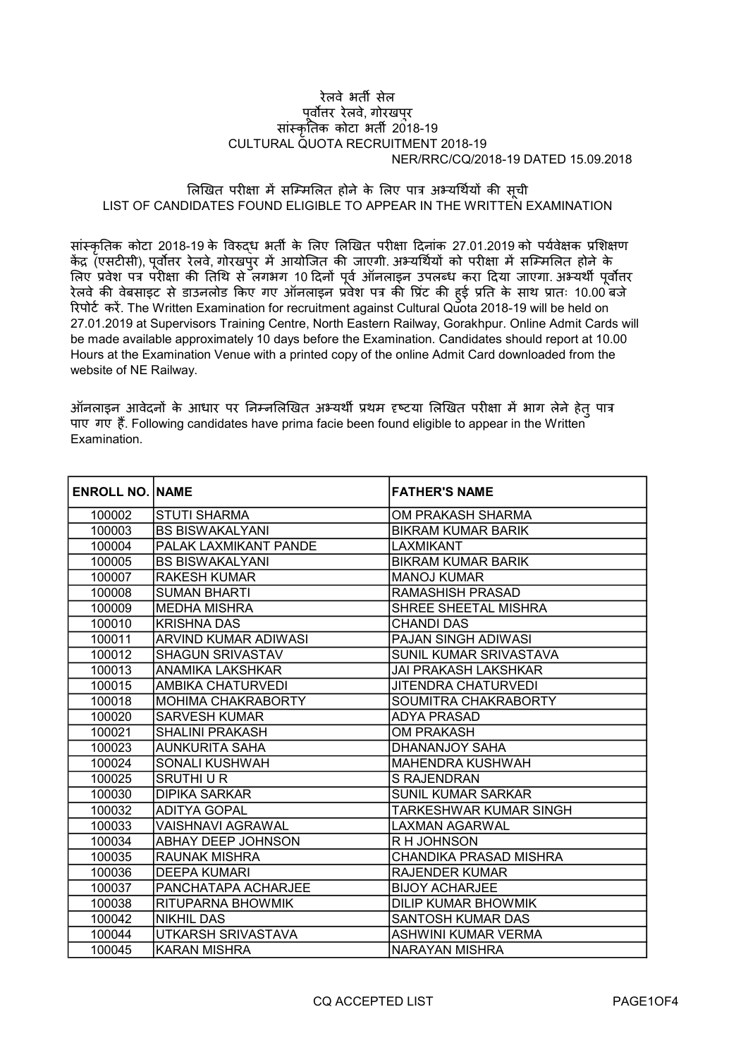रेलवे भर्ती सेल
पूर्वोत्तर रेलवे, गोरखपुर
सांस्कृतिक कोटा भर्ती 2018-19
CULTURAL QUOTA RECRUITMENT 2018-19

NER/RRC/CQ/2018-19 DATED 15.09.2018

## लिखित परीक्षा में सम्मिलित होने के लिए पात्र अभ्यर्थियों की सूची
## LIST OF CANDIDATES FOUND ELIGIBLE TO APPEAR IN THE WRITTEN EXAMINATION

सांस्कृतिक कोटा 2018-19 के विरुद्ध भर्ती के लिए लिखित परीक्षा दिनांक 27.01.2019 को पर्यवेक्षक प्रशिक्षण केंद्र (एसटीसी), पूर्वोत्तर रेलवे, गोरखपुर में आयोजित की जाएगी. अभ्यर्थियों को परीक्षा में सम्मिलित होने के लिए प्रवेश पत्र परीक्षा की तिथि से लगभग 10 दिनों पूर्व ऑनलाइन उपलब्ध करा दिया जाएगा. अभ्यर्थी पूर्वोत्तर रेलवे की वेबसाइट से डाउनलोड किए गए ऑनलाइन प्रवेश पत्र की प्रिंट की हुई प्रति के साथ प्रातः 10.00 बजे रिपोर्ट करें. The Written Examination for recruitment against Cultural Quota 2018-19 will be held on 27.01.2019 at Supervisors Training Centre, North Eastern Railway, Gorakhpur. Online Admit Cards will be made available approximately 10 days before the Examination. Candidates should report at 10.00 Hours at the Examination Venue with a printed copy of the online Admit Card downloaded from the website of NE Railway.

ऑनलाइन आवेदनों के आधार पर निम्नलिखित अभ्यर्थी प्रथम दृष्टया लिखित परीक्षा में भाग लेने हेतु पात्र पाए गए हैं. Following candidates have prima facie been found eligible to appear in the Written Examination.

| ENROLL NO. | NAME | FATHER'S NAME |
|---|---|---|
| 100002 | STUTI SHARMA | OM PRAKASH SHARMA |
| 100003 | BS BISWAKALYANI | BIKRAM KUMAR BARIK |
| 100004 | PALAK LAXMIKANT PANDE | LAXMIKANT |
| 100005 | BS BISWAKALYANI | BIKRAM KUMAR BARIK |
| 100007 | RAKESH KUMAR | MANOJ KUMAR |
| 100008 | SUMAN BHARTI | RAMASHISH PRASAD |
| 100009 | MEDHA MISHRA | SHREE SHEETAL MISHRA |
| 100010 | KRISHNA DAS | CHANDI DAS |
| 100011 | ARVIND KUMAR ADIWASI | PAJAN SINGH ADIWASI |
| 100012 | SHAGUN SRIVASTAV | SUNIL KUMAR SRIVASTAVA |
| 100013 | ANAMIKA LAKSHKAR | JAI PRAKASH LAKSHKAR |
| 100015 | AMBIKA CHATURVEDI | JITENDRA CHATURVEDI |
| 100018 | MOHIMA CHAKRABORTY | SOUMITRA CHAKRABORTY |
| 100020 | SARVESH KUMAR | ADYA PRASAD |
| 100021 | SHALINI PRAKASH | OM PRAKASH |
| 100023 | AUNKURITA SAHA | DHANANJOY SAHA |
| 100024 | SONALI KUSHWAH | MAHENDRA KUSHWAH |
| 100025 | SRUTHI U R | S RAJENDRAN |
| 100030 | DIPIKA SARKAR | SUNIL KUMAR SARKAR |
| 100032 | ADITYA GOPAL | TARKESHWAR KUMAR SINGH |
| 100033 | VAISHNAVI AGRAWAL | LAXMAN AGARWAL |
| 100034 | ABHAY DEEP JOHNSON | R H JOHNSON |
| 100035 | RAUNAK MISHRA | CHANDIKA PRASAD MISHRA |
| 100036 | DEEPA KUMARI | RAJENDER KUMAR |
| 100037 | PANCHATAPA ACHARJEE | BIJOY ACHARJEE |
| 100038 | RITUPARNA BHOWMIK | DILIP KUMAR BHOWMIK |
| 100042 | NIKHIL DAS | SANTOSH KUMAR DAS |
| 100044 | UTKARSH SRIVASTAVA | ASHWINI KUMAR VERMA |
| 100045 | KARAN MISHRA | NARAYAN MISHRA |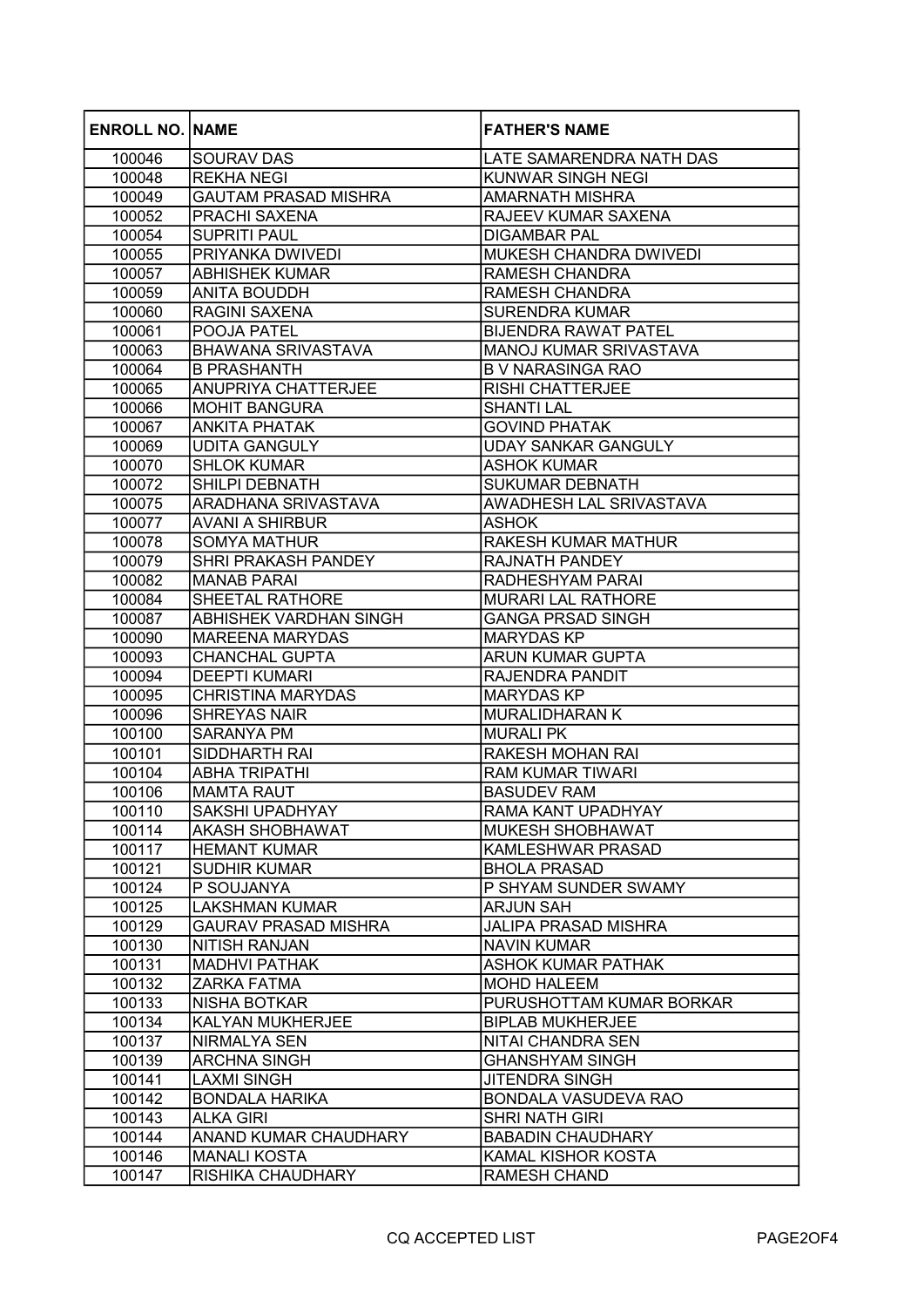| ENROLL NO. | NAME | FATHER'S NAME |
|---|---|---|
| 100046 | SOURAV DAS | LATE SAMARENDRA NATH DAS |
| 100048 | REKHA NEGI | KUNWAR SINGH NEGI |
| 100049 | GAUTAM PRASAD MISHRA | AMARNATH MISHRA |
| 100052 | PRACHI SAXENA | RAJEEV KUMAR SAXENA |
| 100054 | SUPRITI PAUL | DIGAMBAR PAL |
| 100055 | PRIYANKA DWIVEDI | MUKESH CHANDRA DWIVEDI |
| 100057 | ABHISHEK KUMAR | RAMESH CHANDRA |
| 100059 | ANITA BOUDDH | RAMESH CHANDRA |
| 100060 | RAGINI SAXENA | SURENDRA KUMAR |
| 100061 | POOJA PATEL | BIJENDRA RAWAT PATEL |
| 100063 | BHAWANA SRIVASTAVA | MANOJ KUMAR SRIVASTAVA |
| 100064 | B PRASHANTH | B V NARASINGA RAO |
| 100065 | ANUPRIYA CHATTERJEE | RISHI CHATTERJEE |
| 100066 | MOHIT BANGURA | SHANTI LAL |
| 100067 | ANKITA PHATAK | GOVIND PHATAK |
| 100069 | UDITA GANGULY | UDAY SANKAR GANGULY |
| 100070 | SHLOK KUMAR | ASHOK KUMAR |
| 100072 | SHILPI DEBNATH | SUKUMAR DEBNATH |
| 100075 | ARADHANA SRIVASTAVA | AWADHESH LAL SRIVASTAVA |
| 100077 | AVANI A SHIRBUR | ASHOK |
| 100078 | SOMYA MATHUR | RAKESH KUMAR MATHUR |
| 100079 | SHRI PRAKASH PANDEY | RAJNATH PANDEY |
| 100082 | MANAB PARAI | RADHESHYAM PARAI |
| 100084 | SHEETAL RATHORE | MURARI LAL RATHORE |
| 100087 | ABHISHEK VARDHAN SINGH | GANGA PRSAD SINGH |
| 100090 | MAREENA MARYDAS | MARYDAS KP |
| 100093 | CHANCHAL GUPTA | ARUN KUMAR GUPTA |
| 100094 | DEEPTI KUMARI | RAJENDRA PANDIT |
| 100095 | CHRISTINA MARYDAS | MARYDAS KP |
| 100096 | SHREYAS NAIR | MURALIDHARAN K |
| 100100 | SARANYA PM | MURALI PK |
| 100101 | SIDDHARTH RAI | RAKESH MOHAN RAI |
| 100104 | ABHA TRIPATHI | RAM KUMAR TIWARI |
| 100106 | MAMTA RAUT | BASUDEV RAM |
| 100110 | SAKSHI UPADHYAY | RAMA KANT UPADHYAY |
| 100114 | AKASH SHOBHAWAT | MUKESH SHOBHAWAT |
| 100117 | HEMANT KUMAR | KAMLESHWAR PRASAD |
| 100121 | SUDHIR KUMAR | BHOLA PRASAD |
| 100124 | P SOUJANYA | P SHYAM SUNDER SWAMY |
| 100125 | LAKSHMAN KUMAR | ARJUN SAH |
| 100129 | GAURAV PRASAD MISHRA | JALIPA PRASAD MISHRA |
| 100130 | NITISH RANJAN | NAVIN KUMAR |
| 100131 | MADHVI PATHAK | ASHOK KUMAR PATHAK |
| 100132 | ZARKA FATMA | MOHD HALEEM |
| 100133 | NISHA BOTKAR | PURUSHOTTAM KUMAR BORKAR |
| 100134 | KALYAN MUKHERJEE | BIPLAB MUKHERJEE |
| 100137 | NIRMALYA SEN | NITAI CHANDRA SEN |
| 100139 | ARCHNA SINGH | GHANSHYAM SINGH |
| 100141 | LAXMI SINGH | JITENDRA SINGH |
| 100142 | BONDALA HARIKA | BONDALA VASUDEVA RAO |
| 100143 | ALKA GIRI | SHRI NATH GIRI |
| 100144 | ANAND KUMAR CHAUDHARY | BABADIN CHAUDHARY |
| 100146 | MANALI KOSTA | KAMAL KISHOR KOSTA |
| 100147 | RISHIKA CHAUDHARY | RAMESH CHAND |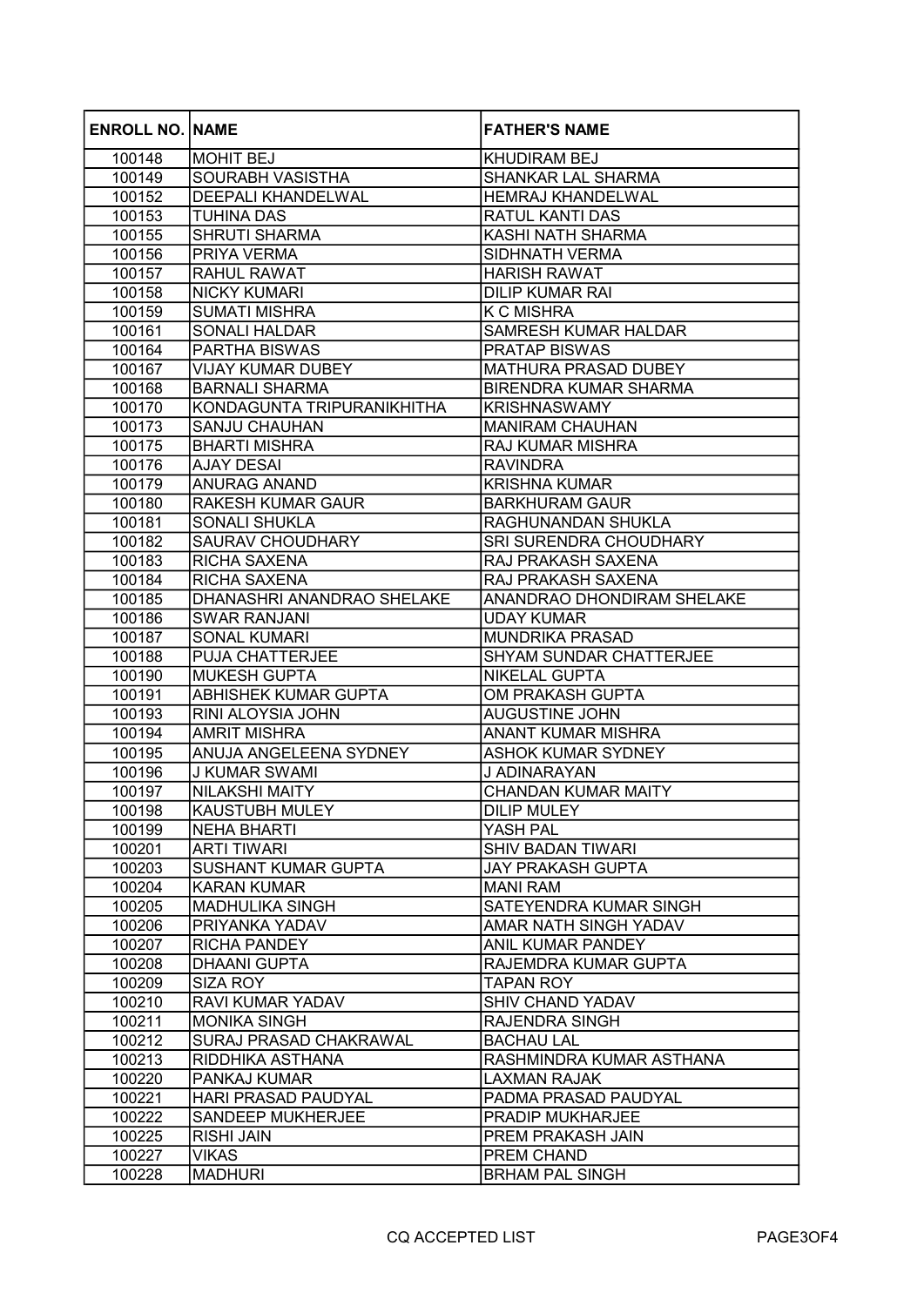| ENROLL NO. | NAME | FATHER'S NAME |
|---|---|---|
| 100148 | MOHIT BEJ | KHUDIRAM BEJ |
| 100149 | SOURABH VASISTHA | SHANKAR LAL SHARMA |
| 100152 | DEEPALI KHANDELWAL | HEMRAJ KHANDELWAL |
| 100153 | TUHINA DAS | RATUL KANTI DAS |
| 100155 | SHRUTI SHARMA | KASHI NATH SHARMA |
| 100156 | PRIYA VERMA | SIDHNATH VERMA |
| 100157 | RAHUL RAWAT | HARISH RAWAT |
| 100158 | NICKY KUMARI | DILIP KUMAR RAI |
| 100159 | SUMATI MISHRA | K C MISHRA |
| 100161 | SONALI HALDAR | SAMRESH KUMAR HALDAR |
| 100164 | PARTHA BISWAS | PRATAP BISWAS |
| 100167 | VIJAY KUMAR DUBEY | MATHURA PRASAD DUBEY |
| 100168 | BARNALI SHARMA | BIRENDRA KUMAR SHARMA |
| 100170 | KONDAGUNTA TRIPURANIKHITHA | KRISHNASWAMY |
| 100173 | SANJU CHAUHAN | MANIRAM CHAUHAN |
| 100175 | BHARTI MISHRA | RAJ KUMAR MISHRA |
| 100176 | AJAY DESAI | RAVINDRA |
| 100179 | ANURAG ANAND | KRISHNA KUMAR |
| 100180 | RAKESH KUMAR GAUR | BARKHURAM GAUR |
| 100181 | SONALI SHUKLA | RAGHUNANDAN SHUKLA |
| 100182 | SAURAV CHOUDHARY | SRI SURENDRA CHOUDHARY |
| 100183 | RICHA SAXENA | RAJ PRAKASH SAXENA |
| 100184 | RICHA SAXENA | RAJ PRAKASH SAXENA |
| 100185 | DHANASHRI ANANDRAO SHELAKE | ANANDRAO DHONDIRAM SHELAKE |
| 100186 | SWAR RANJANI | UDAY KUMAR |
| 100187 | SONAL KUMARI | MUNDRIKA PRASAD |
| 100188 | PUJA CHATTERJEE | SHYAM SUNDAR CHATTERJEE |
| 100190 | MUKESH GUPTA | NIKELAL GUPTA |
| 100191 | ABHISHEK KUMAR GUPTA | OM PRAKASH GUPTA |
| 100193 | RINI ALOYSIA JOHN | AUGUSTINE JOHN |
| 100194 | AMRIT MISHRA | ANANT KUMAR MISHRA |
| 100195 | ANUJA ANGELEENA SYDNEY | ASHOK KUMAR SYDNEY |
| 100196 | J KUMAR SWAMI | J ADINARAYAN |
| 100197 | NILAKSHI MAITY | CHANDAN KUMAR MAITY |
| 100198 | KAUSTUBH MULEY | DILIP MULEY |
| 100199 | NEHA BHARTI | YASH PAL |
| 100201 | ARTI TIWARI | SHIV BADAN TIWARI |
| 100203 | SUSHANT KUMAR GUPTA | JAY PRAKASH GUPTA |
| 100204 | KARAN KUMAR | MANI RAM |
| 100205 | MADHULIKA SINGH | SATEYENDRA KUMAR SINGH |
| 100206 | PRIYANKA YADAV | AMAR NATH SINGH YADAV |
| 100207 | RICHA PANDEY | ANIL KUMAR PANDEY |
| 100208 | DHAANI GUPTA | RAJEMDRA KUMAR GUPTA |
| 100209 | SIZA ROY | TAPAN ROY |
| 100210 | RAVI KUMAR YADAV | SHIV CHAND YADAV |
| 100211 | MONIKA SINGH | RAJENDRA SINGH |
| 100212 | SURAJ PRASAD CHAKRAWAL | BACHAU LAL |
| 100213 | RIDDHIKA ASTHANA | RASHMINDRA KUMAR ASTHANA |
| 100220 | PANKAJ KUMAR | LAXMAN RAJAK |
| 100221 | HARI PRASAD PAUDYAL | PADMA PRASAD PAUDYAL |
| 100222 | SANDEEP MUKHERJEE | PRADIP MUKHARJEE |
| 100225 | RISHI JAIN | PREM PRAKASH JAIN |
| 100227 | VIKAS | PREM CHAND |
| 100228 | MADHURI | BRHAM PAL SINGH |

CQ ACCEPTED LIST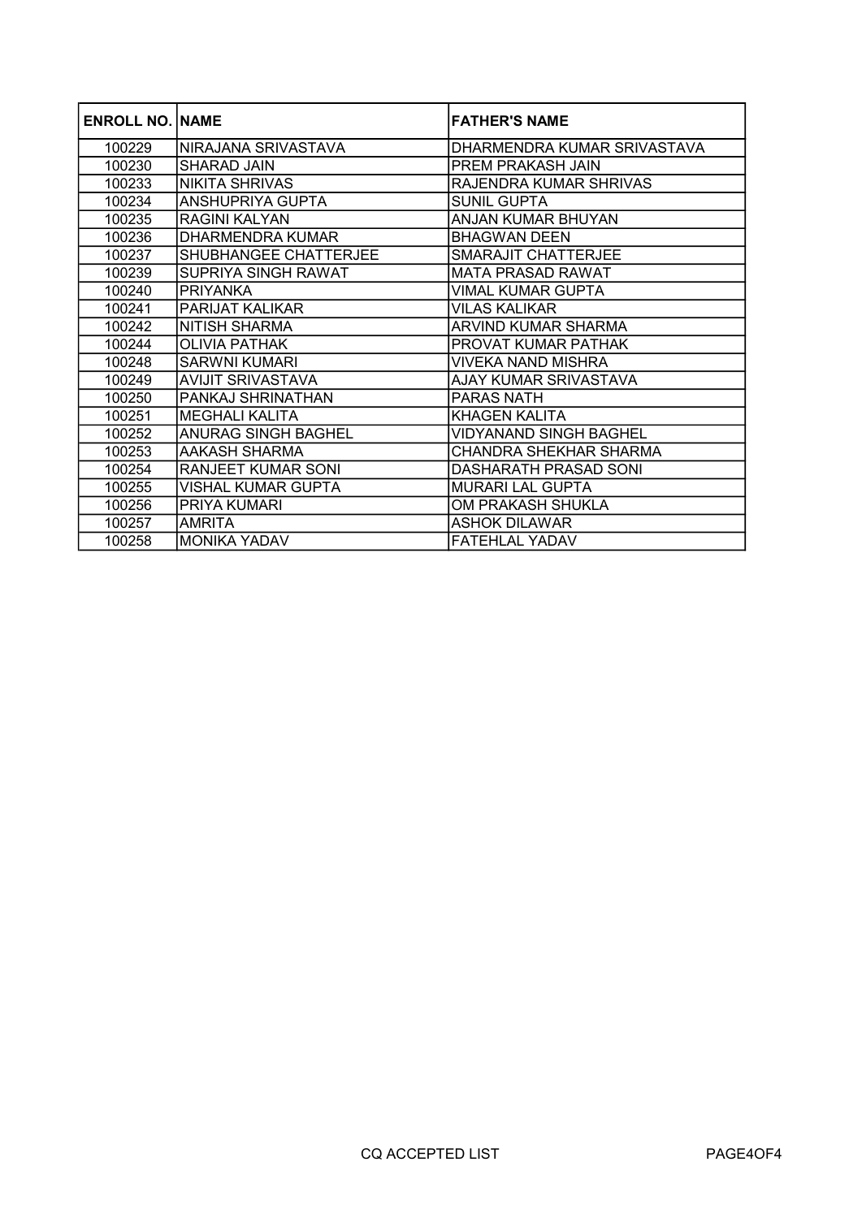| ENROLL NO. | NAME | FATHER'S NAME |
|---|---|---|
| 100229 | NIRAJANA SRIVASTAVA | DHARMENDRA KUMAR SRIVASTAVA |
| 100230 | SHARAD JAIN | PREM PRAKASH JAIN |
| 100233 | NIKITA SHRIVAS | RAJENDRA KUMAR SHRIVAS |
| 100234 | ANSHUPRIYA GUPTA | SUNIL GUPTA |
| 100235 | RAGINI KALYAN | ANJAN KUMAR BHUYAN |
| 100236 | DHARMENDRA KUMAR | BHAGWAN DEEN |
| 100237 | SHUBHANGEE CHATTERJEE | SMARAJIT CHATTERJEE |
| 100239 | SUPRIYA SINGH RAWAT | MATA PRASAD RAWAT |
| 100240 | PRIYANKA | VIMAL KUMAR GUPTA |
| 100241 | PARIJAT KALIKAR | VILAS KALIKAR |
| 100242 | NITISH SHARMA | ARVIND KUMAR SHARMA |
| 100244 | OLIVIA PATHAK | PROVAT KUMAR PATHAK |
| 100248 | SARWNI KUMARI | VIVEKA NAND MISHRA |
| 100249 | AVIJIT SRIVASTAVA | AJAY KUMAR SRIVASTAVA |
| 100250 | PANKAJ SHRINATHAN | PARAS NATH |
| 100251 | MEGHALI KALITA | KHAGEN KALITA |
| 100252 | ANURAG SINGH BAGHEL | VIDYANAND SINGH BAGHEL |
| 100253 | AAKASH SHARMA | CHANDRA SHEKHAR SHARMA |
| 100254 | RANJEET KUMAR SONI | DASHARATH PRASAD SONI |
| 100255 | VISHAL KUMAR GUPTA | MURARI LAL GUPTA |
| 100256 | PRIYA KUMARI | OM PRAKASH SHUKLA |
| 100257 | AMRITA | ASHOK DILAWAR |
| 100258 | MONIKA YADAV | FATEHLAL YADAV |